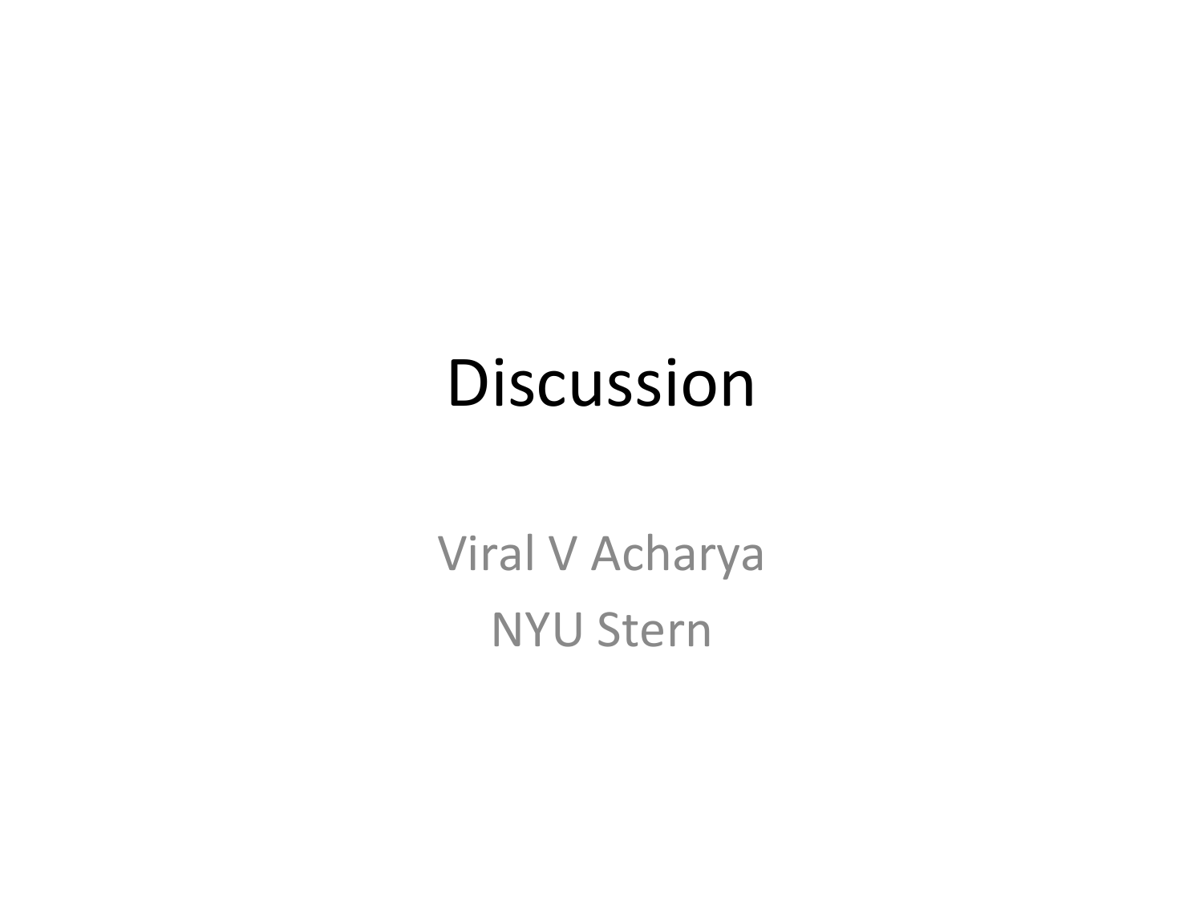# Discussion

Viral V Acharya

NYU Stern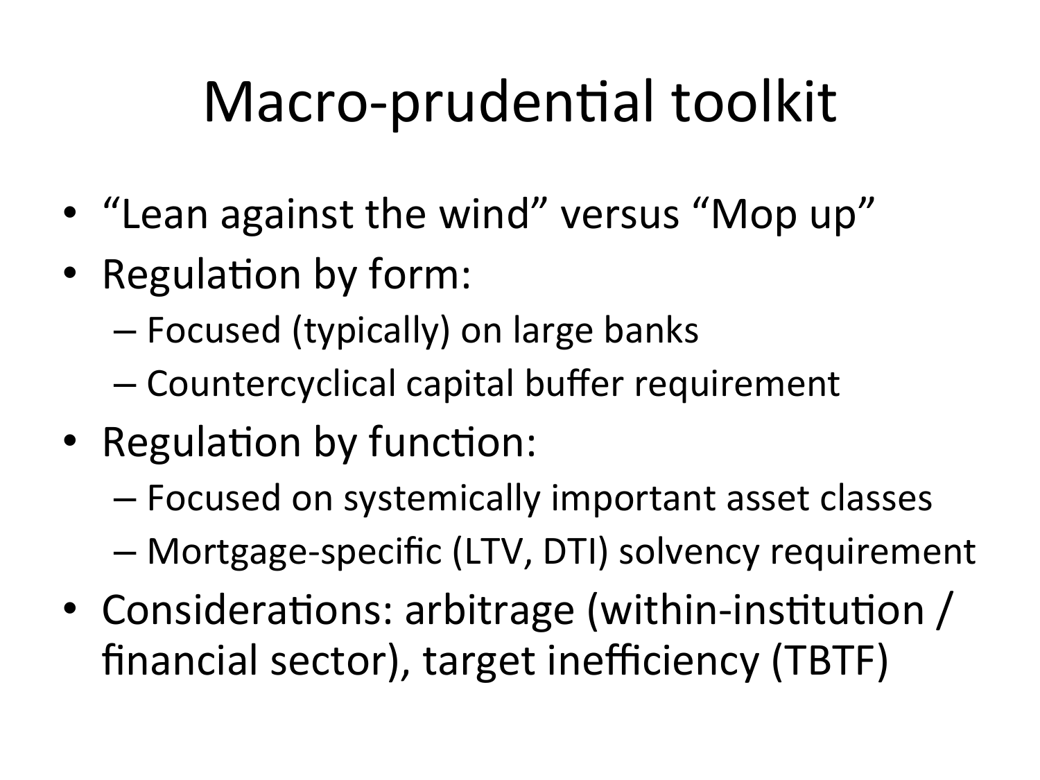# Macro-prudential toolkit

- "Lean against the wind" versus "Mop up"
- Regulation by form:
  - Focused (typically) on large banks
  - Countercyclical capital buffer requirement
- Regulation by function:
  - Focused on systemically important asset classes
  - Mortgage-specific (LTV, DTI) solvency requirement
- Considerations: arbitrage (within-institution / financial sector), target inefficiency (TBTF)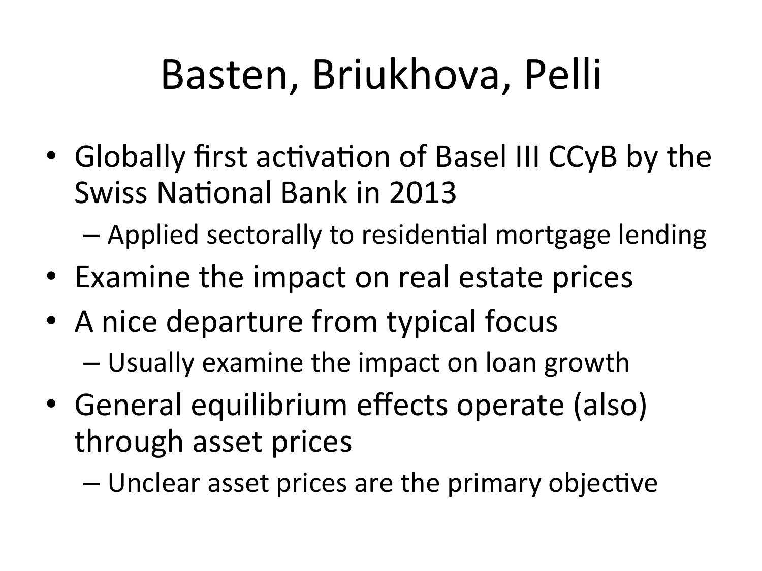# Basten, Briukhova, Pelli

- Globally first activation of Basel III CCyB by the Swiss National Bank in 2013
  - Applied sectorally to residential mortgage lending
- Examine the impact on real estate prices
- A nice departure from typical focus
  - Usually examine the impact on loan growth
- General equilibrium effects operate (also) through asset prices
  - Unclear asset prices are the primary objective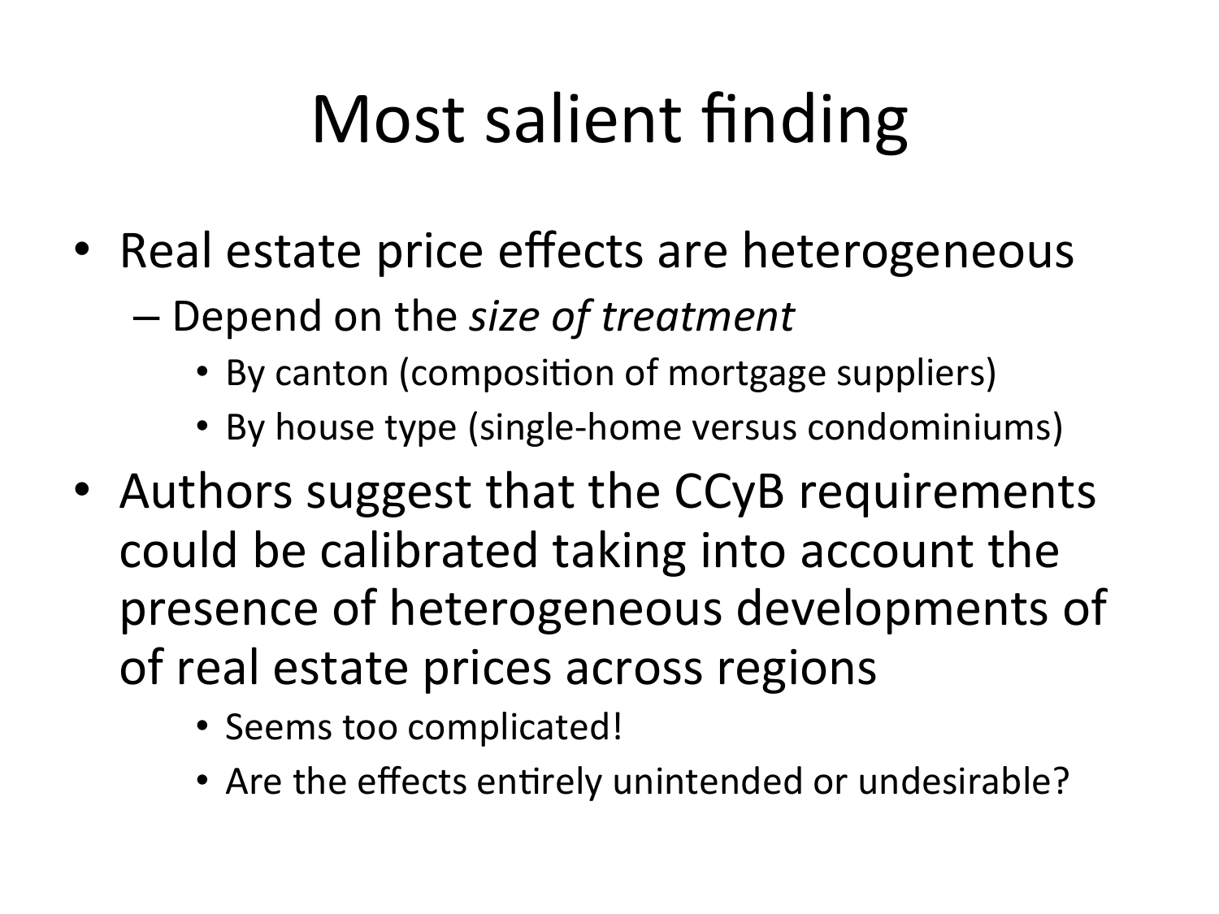# Most salient finding

- Real estate price effects are heterogeneous
  - Depend on the *size of treatment*
    - By canton (composition of mortgage suppliers)
    - By house type (single-home versus condominiums)
- Authors suggest that the CCyB requirements could be calibrated taking into account the presence of heterogeneous developments of of real estate prices across regions
    - Seems too complicated!
    - Are the effects entirely unintended or undesirable?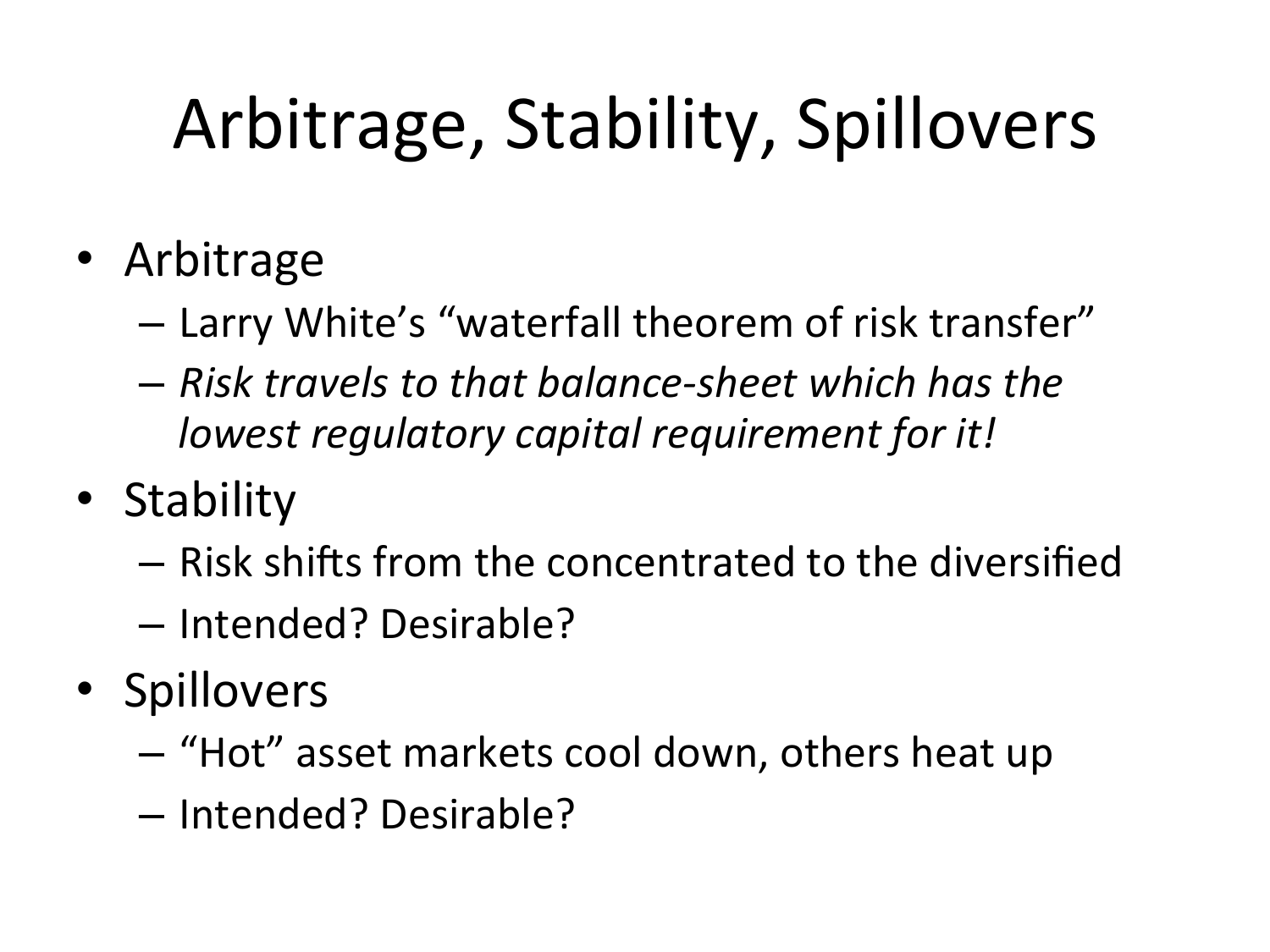# Arbitrage, Stability, Spillovers

- Arbitrage
  - Larry White's "waterfall theorem of risk transfer"
  - *Risk travels to that balance-sheet which has the lowest regulatory capital requirement for it!*
- Stability
  - Risk shifts from the concentrated to the diversified
  - Intended? Desirable?
- Spillovers
  - "Hot" asset markets cool down, others heat up
  - Intended? Desirable?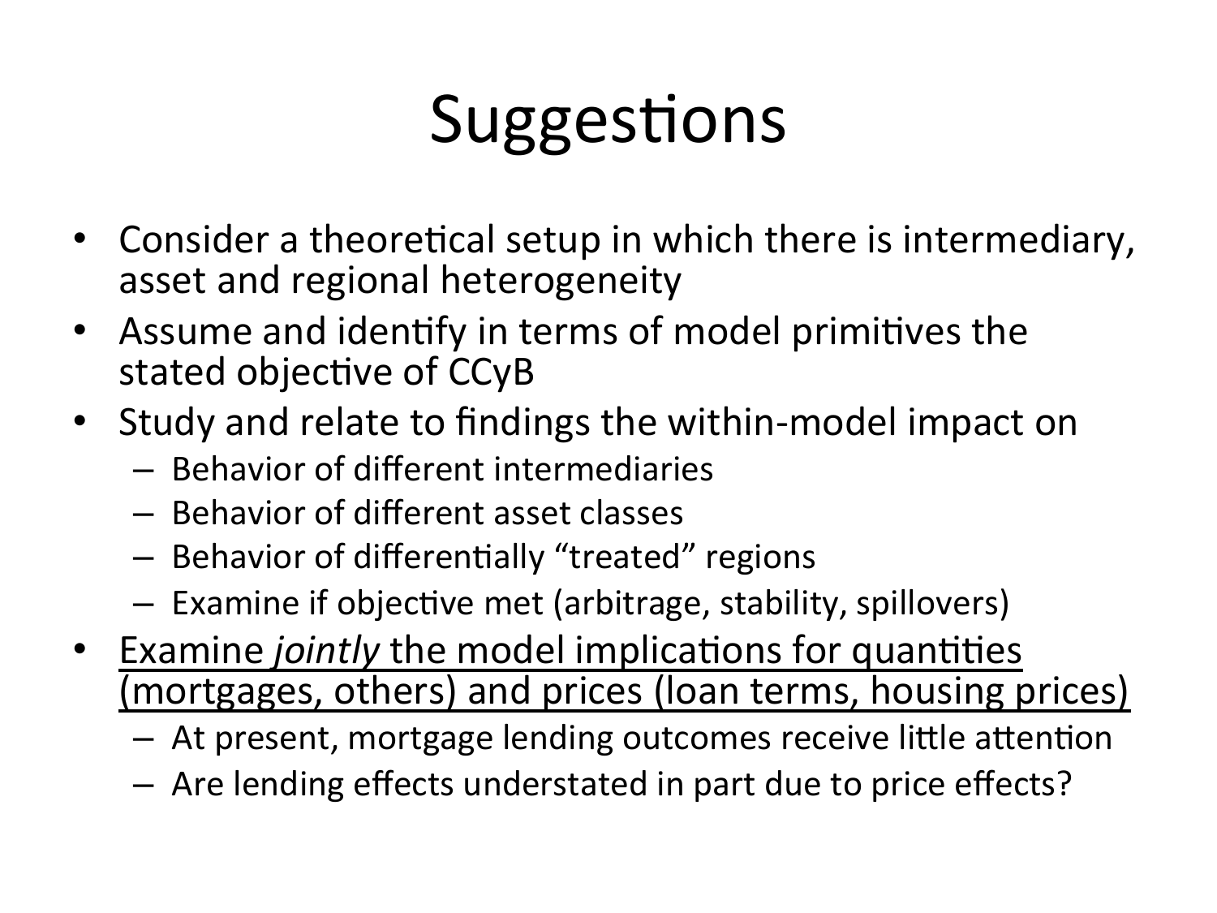# Suggestions

- Consider a theoretical setup in which there is intermediary, asset and regional heterogeneity
- Assume and identify in terms of model primitives the stated objective of CCyB
- Study and relate to findings the within-model impact on
  - Behavior of different intermediaries
  - Behavior of different asset classes
  - Behavior of differentially "treated" regions
  - Examine if objective met (arbitrage, stability, spillovers)
- <u>Examine *jointly* the model implications for quantities (mortgages, others) and prices (loan terms, housing prices)</u>
  - At present, mortgage lending outcomes receive little attention
  - Are lending effects understated in part due to price effects?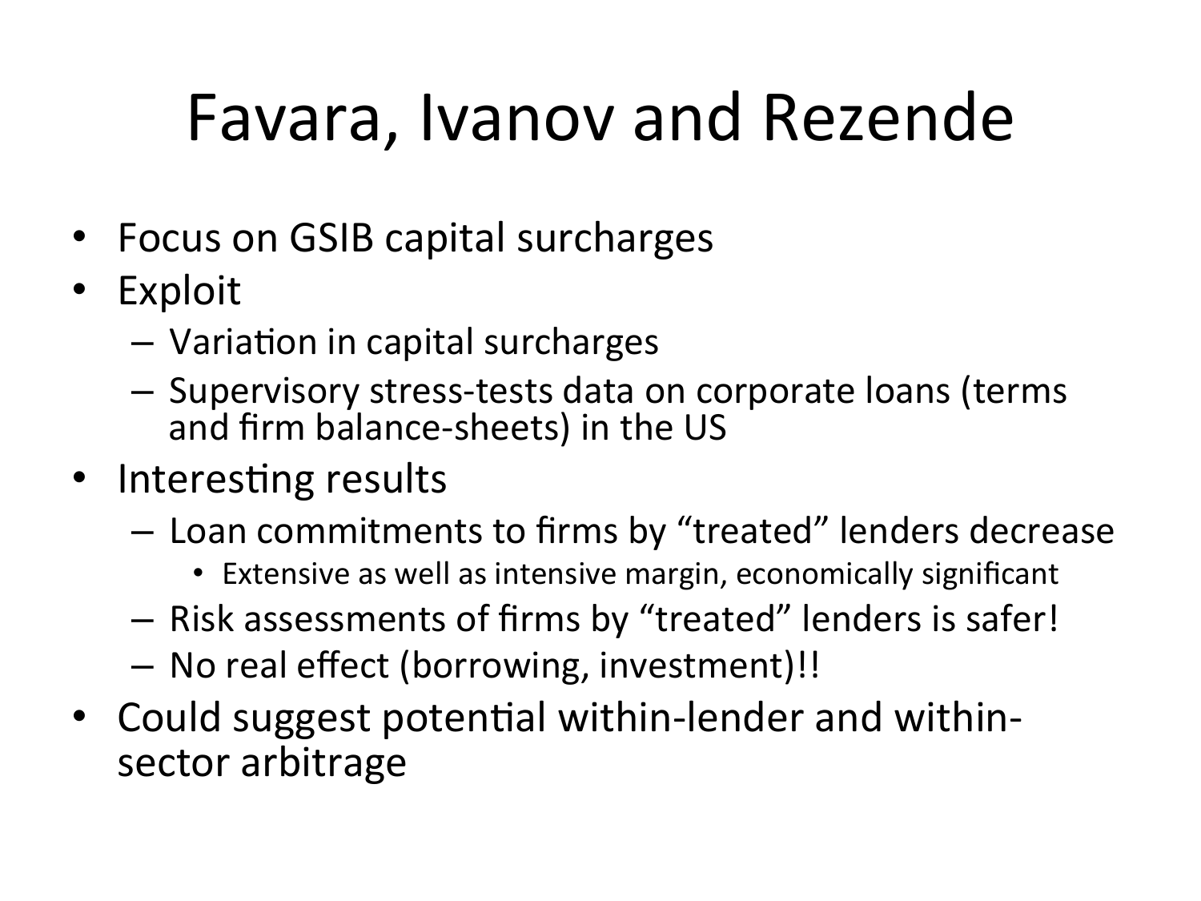# Favara, Ivanov and Rezende

- Focus on GSIB capital surcharges
- Exploit
  - Variation in capital surcharges
  - Supervisory stress-tests data on corporate loans (terms and firm balance-sheets) in the US
- Interesting results
  - Loan commitments to firms by "treated" lenders decrease
    - Extensive as well as intensive margin, economically significant
  - Risk assessments of firms by "treated" lenders is safer!
  - No real effect (borrowing, investment)!!
- Could suggest potential within-lender and within-sector arbitrage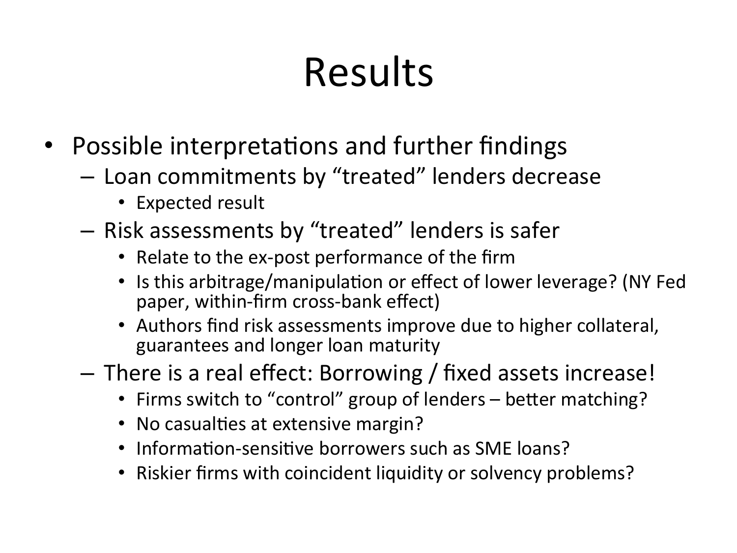# Results

- Possible interpretations and further findings
  - Loan commitments by "treated" lenders decrease
    - Expected result
  - Risk assessments by "treated" lenders is safer
    - Relate to the ex-post performance of the firm
    - Is this arbitrage/manipulation or effect of lower leverage? (NY Fed paper, within-firm cross-bank effect)
    - Authors find risk assessments improve due to higher collateral, guarantees and longer loan maturity
  - There is a real effect: Borrowing / fixed assets increase!
    - Firms switch to "control" group of lenders – better matching?
    - No casualties at extensive margin?
    - Information-sensitive borrowers such as SME loans?
    - Riskier firms with coincident liquidity or solvency problems?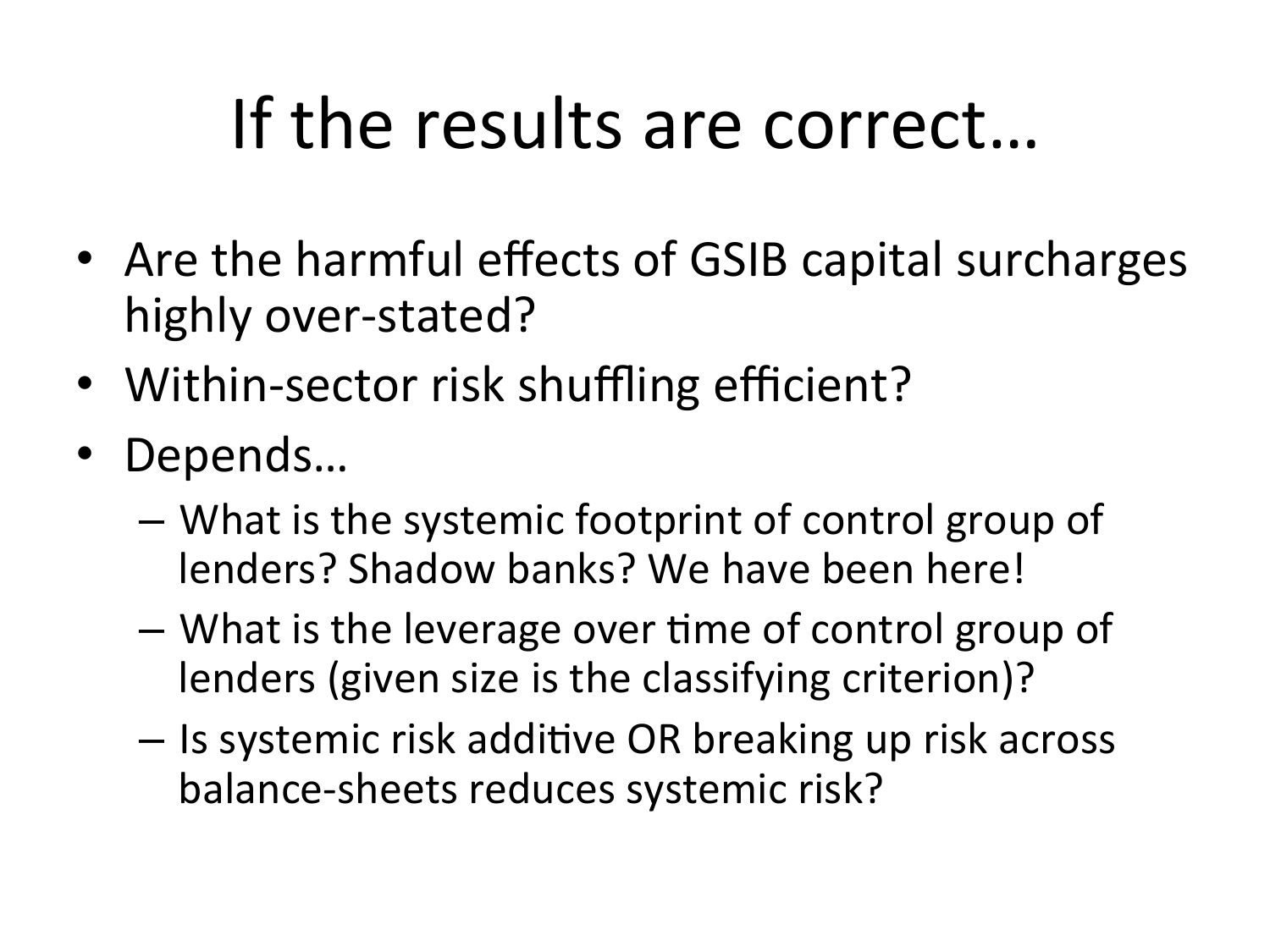# If the results are correct…

- Are the harmful effects of GSIB capital surcharges highly over-stated?
- Within-sector risk shuffling efficient?
- Depends…
  - What is the systemic footprint of control group of lenders? Shadow banks? We have been here!
  - What is the leverage over time of control group of lenders (given size is the classifying criterion)?
  - Is systemic risk additive OR breaking up risk across balance-sheets reduces systemic risk?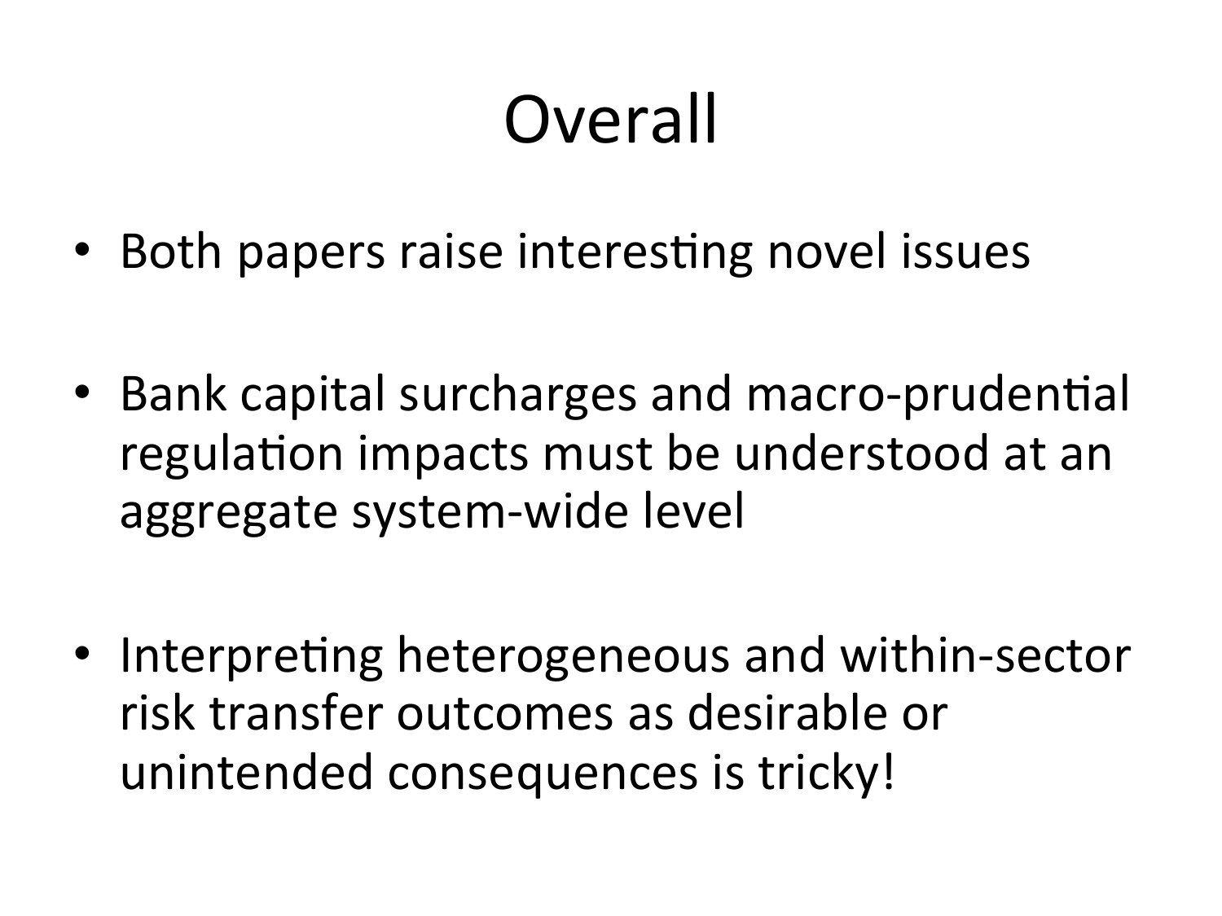# Overall

- Both papers raise interesting novel issues
- Bank capital surcharges and macro-prudential regulation impacts must be understood at an aggregate system-wide level
- Interpreting heterogeneous and within-sector risk transfer outcomes as desirable or unintended consequences is tricky!